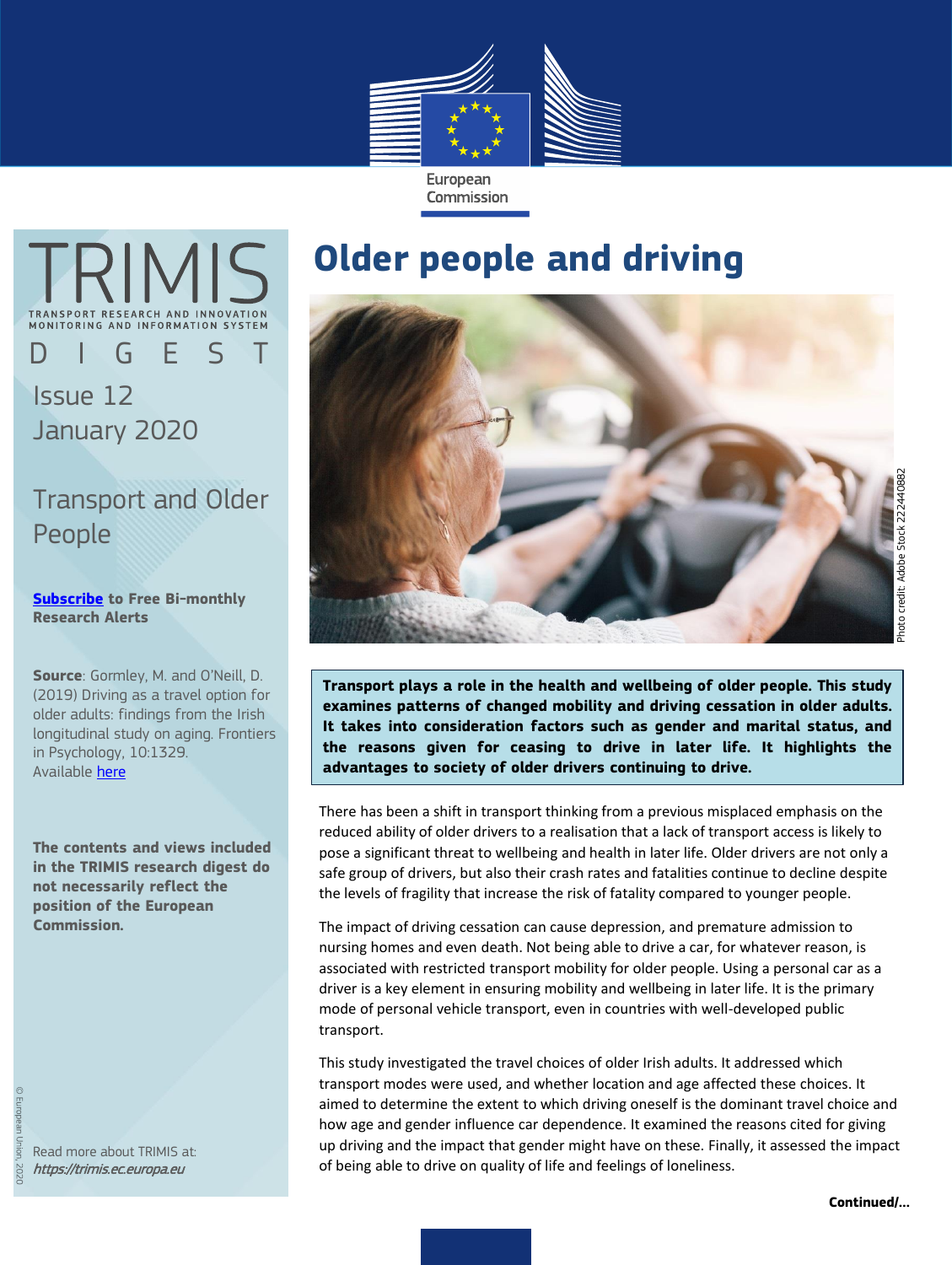European Commission

# TRIMIS

TRANSPORT RESEARCH AND INNOVATION MONITORING AND INFORMATION SYSTEM

DIGEST

Issue 12
January 2020

Transport and Older People

**Subscribe to Free Bi-monthly Research Alerts**

**Source**: Gormley, M. and O'Neill, D. (2019) Driving as a travel option for older adults: findings from the Irish longitudinal study on aging. Frontiers in Psychology, 10:1329. Available here

**The contents and views included in the TRIMIS research digest do not necessarily reflect the position of the European Commission.**

Read more about TRIMIS at: *https://trimis.ec.europa.eu*

© European Union, 2020

# Older people and driving

Photo credit: Adobe Stock 222440882

**Transport plays a role in the health and wellbeing of older people. This study examines patterns of changed mobility and driving cessation in older adults. It takes into consideration factors such as gender and marital status, and the reasons given for ceasing to drive in later life. It highlights the advantages to society of older drivers continuing to drive.**

There has been a shift in transport thinking from a previous misplaced emphasis on the reduced ability of older drivers to a realisation that a lack of transport access is likely to pose a significant threat to wellbeing and health in later life. Older drivers are not only a safe group of drivers, but also their crash rates and fatalities continue to decline despite the levels of fragility that increase the risk of fatality compared to younger people.

The impact of driving cessation can cause depression, and premature admission to nursing homes and even death. Not being able to drive a car, for whatever reason, is associated with restricted transport mobility for older people. Using a personal car as a driver is a key element in ensuring mobility and wellbeing in later life. It is the primary mode of personal vehicle transport, even in countries with well-developed public transport.

This study investigated the travel choices of older Irish adults. It addressed which transport modes were used, and whether location and age affected these choices. It aimed to determine the extent to which driving oneself is the dominant travel choice and how age and gender influence car dependence. It examined the reasons cited for giving up driving and the impact that gender might have on these. Finally, it assessed the impact of being able to drive on quality of life and feelings of loneliness.

**Continued/...**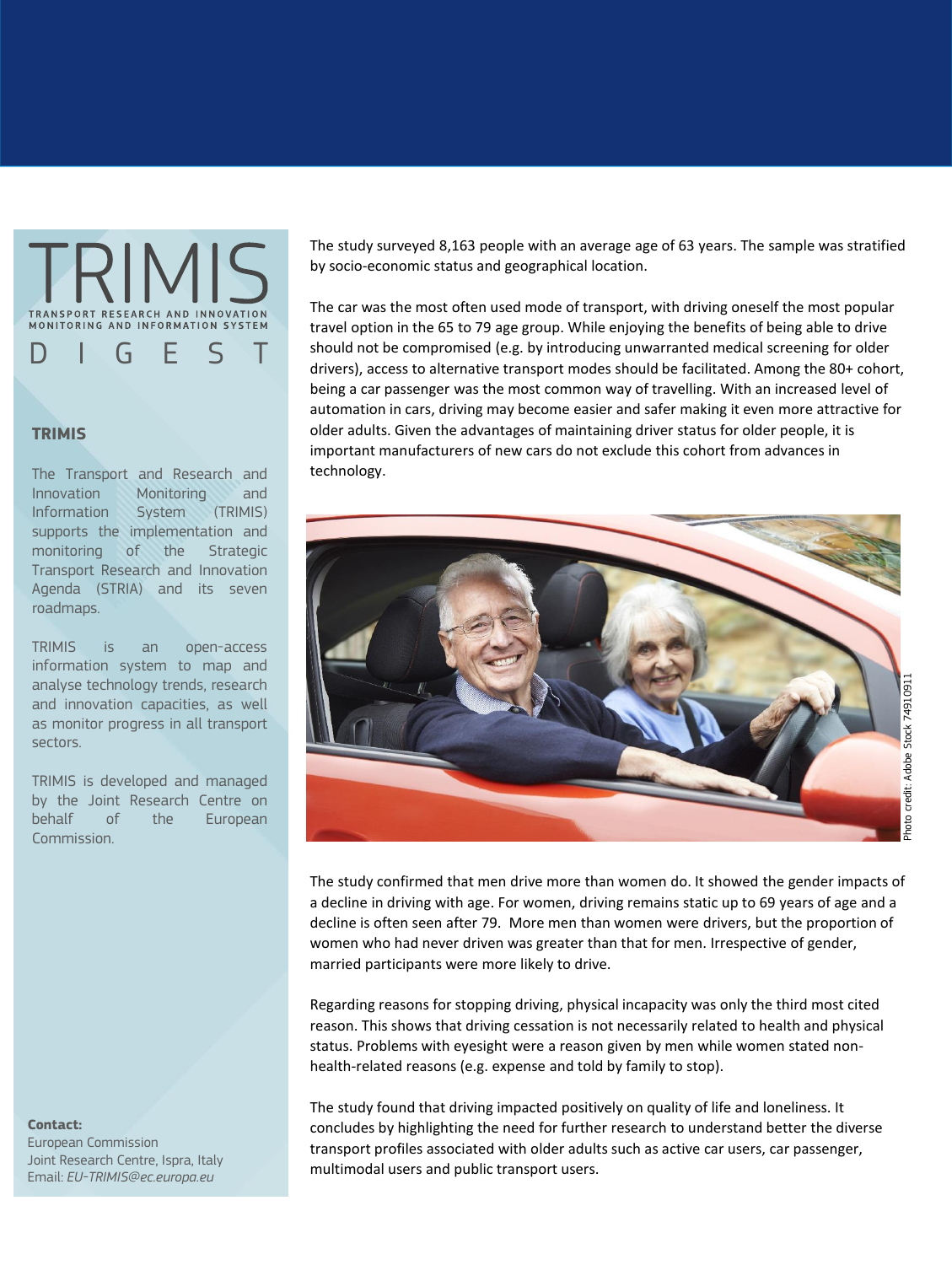The study surveyed 8,163 people with an average age of 63 years. The sample was stratified by socio-economic status and geographical location.

The car was the most often used mode of transport, with driving oneself the most popular travel option in the 65 to 79 age group. While enjoying the benefits of being able to drive should not be compromised (e.g. by introducing unwarranted medical screening for older drivers), access to alternative transport modes should be facilitated. Among the 80+ cohort, being a car passenger was the most common way of travelling. With an increased level of automation in cars, driving may become easier and safer making it even more attractive for older adults. Given the advantages of maintaining driver status for older people, it is important manufacturers of new cars do not exclude this cohort from advances in technology.

Photo credit: Adobe Stock 74910911

The study confirmed that men drive more than women do. It showed the gender impacts of a decline in driving with age. For women, driving remains static up to 69 years of age and a decline is often seen after 79. More men than women were drivers, but the proportion of women who had never driven was greater than that for men. Irrespective of gender, married participants were more likely to drive.

Regarding reasons for stopping driving, physical incapacity was only the third most cited reason. This shows that driving cessation is not necessarily related to health and physical status. Problems with eyesight were a reason given by men while women stated non-health-related reasons (e.g. expense and told by family to stop).

The study found that driving impacted positively on quality of life and loneliness. It concludes by highlighting the need for further research to understand better the diverse transport profiles associated with older adults such as active car users, car passenger, multimodal users and public transport users.

TRIMIS
TRANSPORT RESEARCH AND INNOVATION MONITORING AND INFORMATION SYSTEM
DIGEST

**TRIMIS**

The Transport and Research and Innovation Monitoring and Information System (TRIMIS) supports the implementation and monitoring of the Strategic Transport Research and Innovation Agenda (STRIA) and its seven roadmaps.

TRIMIS is an open-access information system to map and analyse technology trends, research and innovation capacities, as well as monitor progress in all transport sectors.

TRIMIS is developed and managed by the Joint Research Centre on behalf of the European Commission.

**Contact:**
European Commission
Joint Research Centre, Ispra, Italy
Email: *EU-TRIMIS@ec.europa.eu*